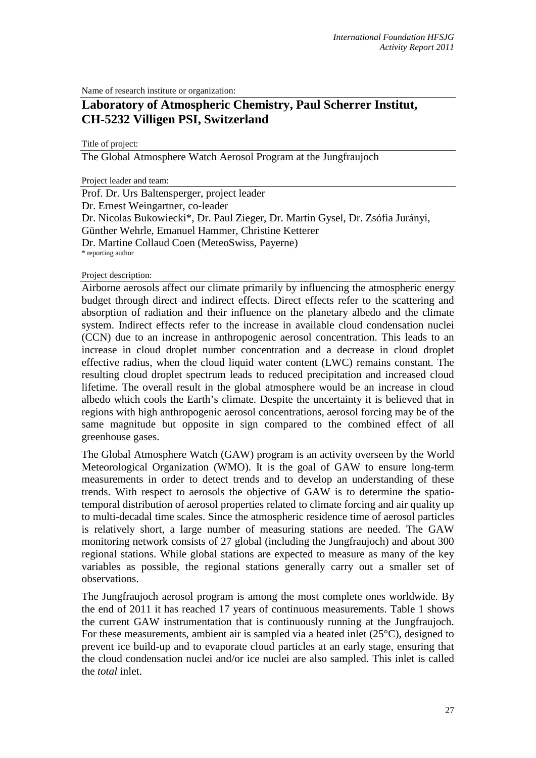Name of research institute or organization:

# Laboratory of Atmospheric Chemistry, Paul Scherrer Institut, CH-5232 Villigen PSI, Switzerland

Title of project:

The Global Atmosphere Watch Aerosol Program at the Jungfraujoch

Project leader and team:

Prof. Dr. Urs Baltensperger, project leader
Dr. Ernest Weingartner, co-leader
Dr. Nicolas Bukowiecki*, Dr. Paul Zieger, Dr. Martin Gysel, Dr. Zsófia Jurányi, Günther Wehrle, Emanuel Hammer, Christine Ketterer
Dr. Martine Collaud Coen (MeteoSwiss, Payerne)
\* reporting author

Project description:

Airborne aerosols affect our climate primarily by influencing the atmospheric energy budget through direct and indirect effects. Direct effects refer to the scattering and absorption of radiation and their influence on the planetary albedo and the climate system. Indirect effects refer to the increase in available cloud condensation nuclei (CCN) due to an increase in anthropogenic aerosol concentration. This leads to an increase in cloud droplet number concentration and a decrease in cloud droplet effective radius, when the cloud liquid water content (LWC) remains constant. The resulting cloud droplet spectrum leads to reduced precipitation and increased cloud lifetime. The overall result in the global atmosphere would be an increase in cloud albedo which cools the Earth's climate. Despite the uncertainty it is believed that in regions with high anthropogenic aerosol concentrations, aerosol forcing may be of the same magnitude but opposite in sign compared to the combined effect of all greenhouse gases.

The Global Atmosphere Watch (GAW) program is an activity overseen by the World Meteorological Organization (WMO). It is the goal of GAW to ensure long-term measurements in order to detect trends and to develop an understanding of these trends. With respect to aerosols the objective of GAW is to determine the spatio-temporal distribution of aerosol properties related to climate forcing and air quality up to multi-decadal time scales. Since the atmospheric residence time of aerosol particles is relatively short, a large number of measuring stations are needed. The GAW monitoring network consists of 27 global (including the Jungfraujoch) and about 300 regional stations. While global stations are expected to measure as many of the key variables as possible, the regional stations generally carry out a smaller set of observations.

The Jungfraujoch aerosol program is among the most complete ones worldwide. By the end of 2011 it has reached 17 years of continuous measurements. Table 1 shows the current GAW instrumentation that is continuously running at the Jungfraujoch. For these measurements, ambient air is sampled via a heated inlet (25°C), designed to prevent ice build-up and to evaporate cloud particles at an early stage, ensuring that the cloud condensation nuclei and/or ice nuclei are also sampled. This inlet is called the *total* inlet.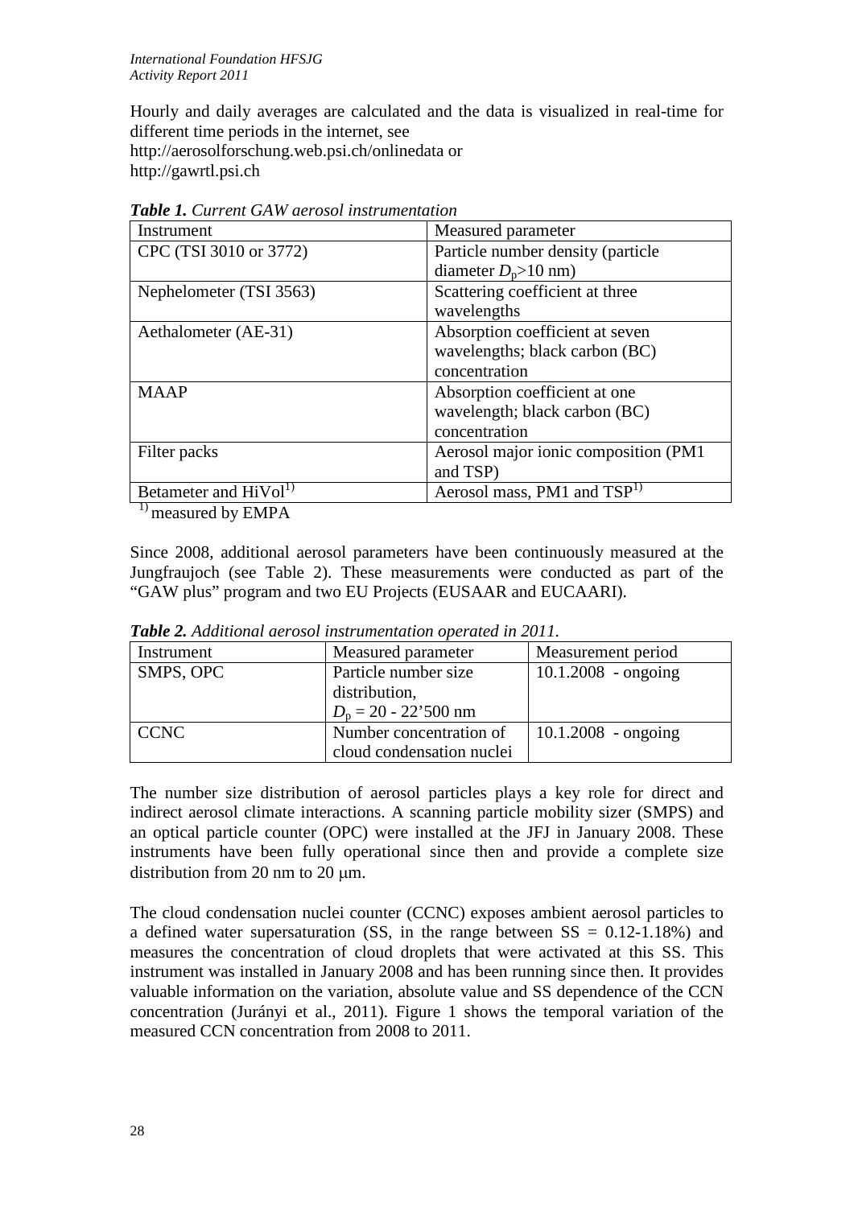Hourly and daily averages are calculated and the data is visualized in real-time for different time periods in the internet, see
http://aerosolforschung.web.psi.ch/onlinedata or
http://gawrtl.psi.ch

***Table 1.*** *Current GAW aerosol instrumentation*

| Instrument | Measured parameter |
|---|---|
| CPC (TSI 3010 or 3772) | Particle number density (particle diameter $D_p$>10 nm) |
| Nephelometer (TSI 3563) | Scattering coefficient at three wavelengths |
| Aethalometer (AE-31) | Absorption coefficient at seven wavelengths; black carbon (BC) concentration |
| MAAP | Absorption coefficient at one wavelength; black carbon (BC) concentration |
| Filter packs | Aerosol major ionic composition (PM1 and TSP) |
| Betameter and HiVol[1)] | Aerosol mass, PM1 and TSP[1)] |

[1)] measured by EMPA

Since 2008, additional aerosol parameters have been continuously measured at the Jungfraujoch (see Table 2). These measurements were conducted as part of the "GAW plus" program and two EU Projects (EUSAAR and EUCAARI).

***Table 2.*** *Additional aerosol instrumentation operated in 2011.*

| Instrument | Measured parameter | Measurement period |
|---|---|---|
| SMPS, OPC | Particle number size distribution, $D_p$ = 20 - 22'500 nm | 10.1.2008 - ongoing |
| CCNC | Number concentration of cloud condensation nuclei | 10.1.2008 - ongoing |

The number size distribution of aerosol particles plays a key role for direct and indirect aerosol climate interactions. A scanning particle mobility sizer (SMPS) and an optical particle counter (OPC) were installed at the JFJ in January 2008. These instruments have been fully operational since then and provide a complete size distribution from 20 nm to 20 μm.

The cloud condensation nuclei counter (CCNC) exposes ambient aerosol particles to a defined water supersaturation (SS, in the range between SS = 0.12-1.18%) and measures the concentration of cloud droplets that were activated at this SS. This instrument was installed in January 2008 and has been running since then. It provides valuable information on the variation, absolute value and SS dependence of the CCN concentration (Jurányi et al., 2011). Figure 1 shows the temporal variation of the measured CCN concentration from 2008 to 2011.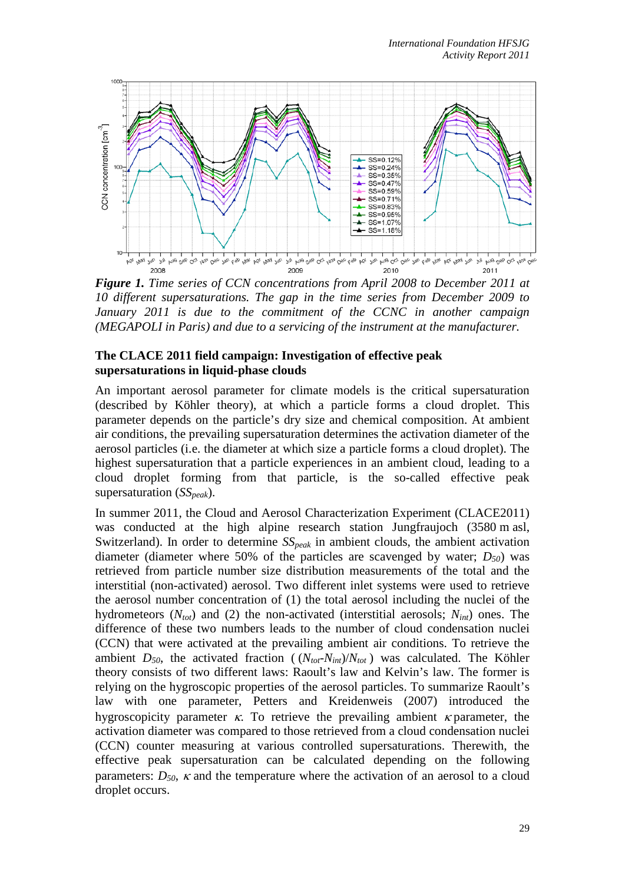*Figure 1. Time series of CCN concentrations from April 2008 to December 2011 at 10 different supersaturations. The gap in the time series from December 2009 to January 2011 is due to the commitment of the CCNC in another campaign (MEGAPOLI in Paris) and due to a servicing of the instrument at the manufacturer.*

**The CLACE 2011 field campaign: Investigation of effective peak supersaturations in liquid-phase clouds**

An important aerosol parameter for climate models is the critical supersaturation (described by Köhler theory), at which a particle forms a cloud droplet. This parameter depends on the particle's dry size and chemical composition. At ambient air conditions, the prevailing supersaturation determines the activation diameter of the aerosol particles (i.e. the diameter at which size a particle forms a cloud droplet). The highest supersaturation that a particle experiences in an ambient cloud, leading to a cloud droplet forming from that particle, is the so-called effective peak supersaturation ($SS_{peak}$).

In summer 2011, the Cloud and Aerosol Characterization Experiment (CLACE2011) was conducted at the high alpine research station Jungfraujoch (3580 m asl, Switzerland). In order to determine $SS_{peak}$ in ambient clouds, the ambient activation diameter (diameter where 50% of the particles are scavenged by water; $D_{50}$) was retrieved from particle number size distribution measurements of the total and the interstitial (non-activated) aerosol. Two different inlet systems were used to retrieve the aerosol number concentration of (1) the total aerosol including the nuclei of the hydrometeors ($N_{tot}$) and (2) the non-activated (interstitial aerosols; $N_{int}$) ones. The difference of these two numbers leads to the number of cloud condensation nuclei (CCN) that were activated at the prevailing ambient air conditions. To retrieve the ambient $D_{50}$, the activated fraction ( $(N_{tot}-N_{int})/N_{tot}$ ) was calculated. The Köhler theory consists of two different laws: Raoult's law and Kelvin's law. The former is relying on the hygroscopic properties of the aerosol particles. To summarize Raoult's law with one parameter, Petters and Kreidenweis (2007) introduced the hygroscopicity parameter $\kappa$. To retrieve the prevailing ambient $\kappa$ parameter, the activation diameter was compared to those retrieved from a cloud condensation nuclei (CCN) counter measuring at various controlled supersaturations. Therewith, the effective peak supersaturation can be calculated depending on the following parameters: $D_{50}$, $\kappa$ and the temperature where the activation of an aerosol to a cloud droplet occurs.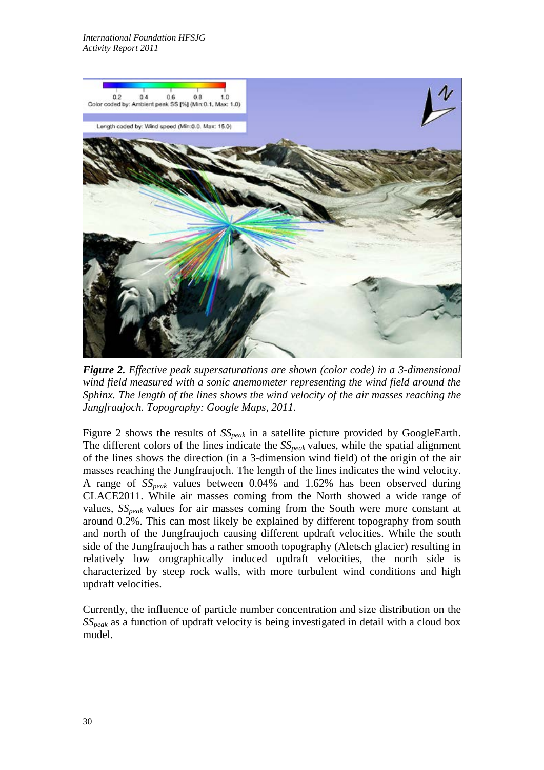*Figure 2. Effective peak supersaturations are shown (color code) in a 3-dimensional wind field measured with a sonic anemometer representing the wind field around the Sphinx. The length of the lines shows the wind velocity of the air masses reaching the Jungfraujoch. Topography: Google Maps, 2011.*

Figure 2 shows the results of $SS_{peak}$ in a satellite picture provided by GoogleEarth. The different colors of the lines indicate the $SS_{peak}$ values, while the spatial alignment of the lines shows the direction (in a 3-dimension wind field) of the origin of the air masses reaching the Jungfraujoch. The length of the lines indicates the wind velocity. A range of $SS_{peak}$ values between 0.04% and 1.62% has been observed during CLACE2011. While air masses coming from the North showed a wide range of values, $SS_{peak}$ values for air masses coming from the South were more constant at around 0.2%. This can most likely be explained by different topography from south and north of the Jungfraujoch causing different updraft velocities. While the south side of the Jungfraujoch has a rather smooth topography (Aletsch glacier) resulting in relatively low orographically induced updraft velocities, the north side is characterized by steep rock walls, with more turbulent wind conditions and high updraft velocities.

Currently, the influence of particle number concentration and size distribution on the $SS_{peak}$ as a function of updraft velocity is being investigated in detail with a cloud box model.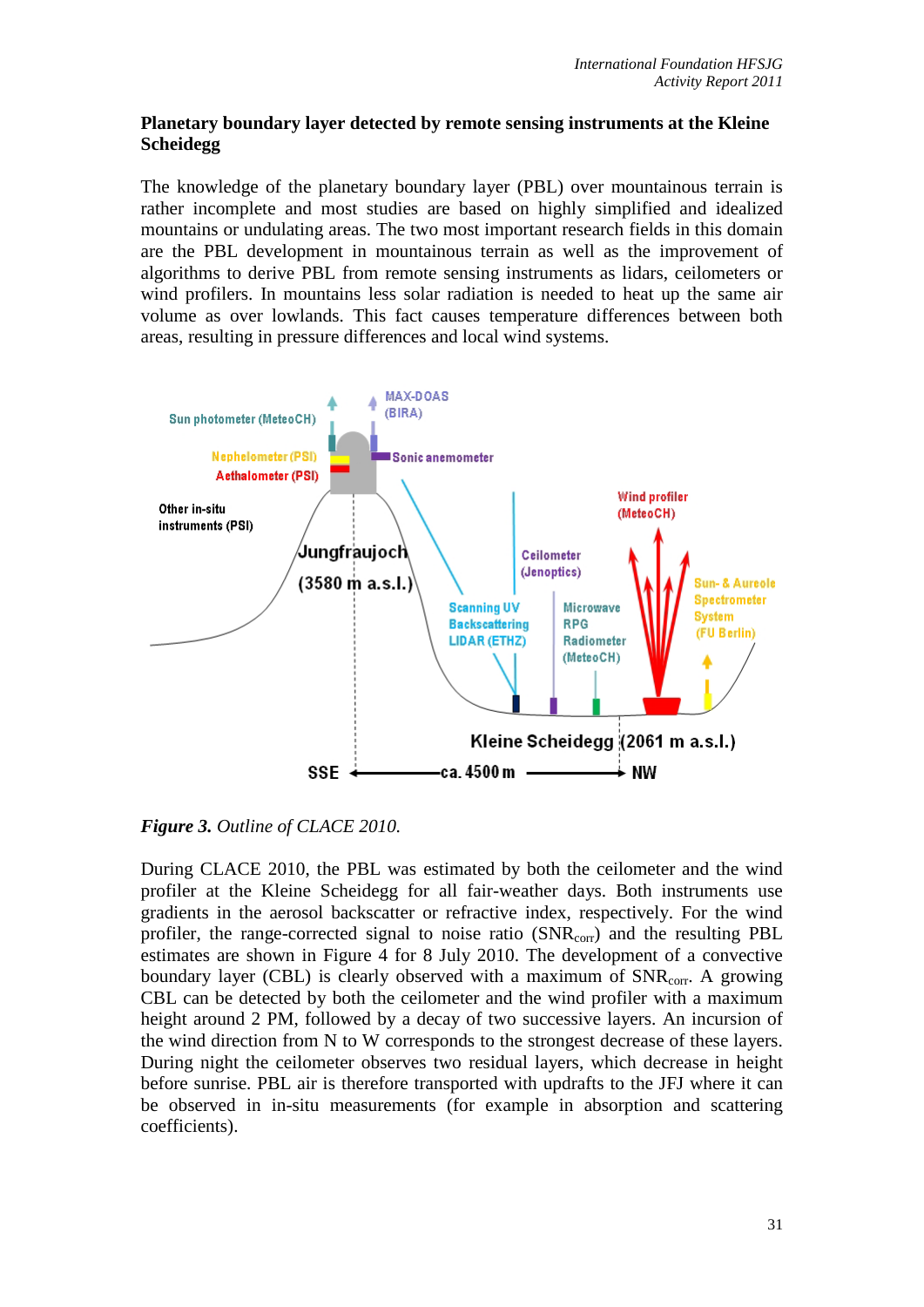## Planetary boundary layer detected by remote sensing instruments at the Kleine Scheidegg

The knowledge of the planetary boundary layer (PBL) over mountainous terrain is rather incomplete and most studies are based on highly simplified and idealized mountains or undulating areas. The two most important research fields in this domain are the PBL development in mountainous terrain as well as the improvement of algorithms to derive PBL from remote sensing instruments as lidars, ceilometers or wind profilers. In mountains less solar radiation is needed to heat up the same air volume as over lowlands. This fact causes temperature differences between both areas, resulting in pressure differences and local wind systems.

***Figure 3.*** *Outline of CLACE 2010.*

During CLACE 2010, the PBL was estimated by both the ceilometer and the wind profiler at the Kleine Scheidegg for all fair-weather days. Both instruments use gradients in the aerosol backscatter or refractive index, respectively. For the wind profiler, the range-corrected signal to noise ratio ($SNR_{corr}$) and the resulting PBL estimates are shown in Figure 4 for 8 July 2010. The development of a convective boundary layer (CBL) is clearly observed with a maximum of $SNR_{corr}$. A growing CBL can be detected by both the ceilometer and the wind profiler with a maximum height around 2 PM, followed by a decay of two successive layers. An incursion of the wind direction from N to W corresponds to the strongest decrease of these layers. During night the ceilometer observes two residual layers, which decrease in height before sunrise. PBL air is therefore transported with updrafts to the JFJ where it can be observed in in-situ measurements (for example in absorption and scattering coefficients).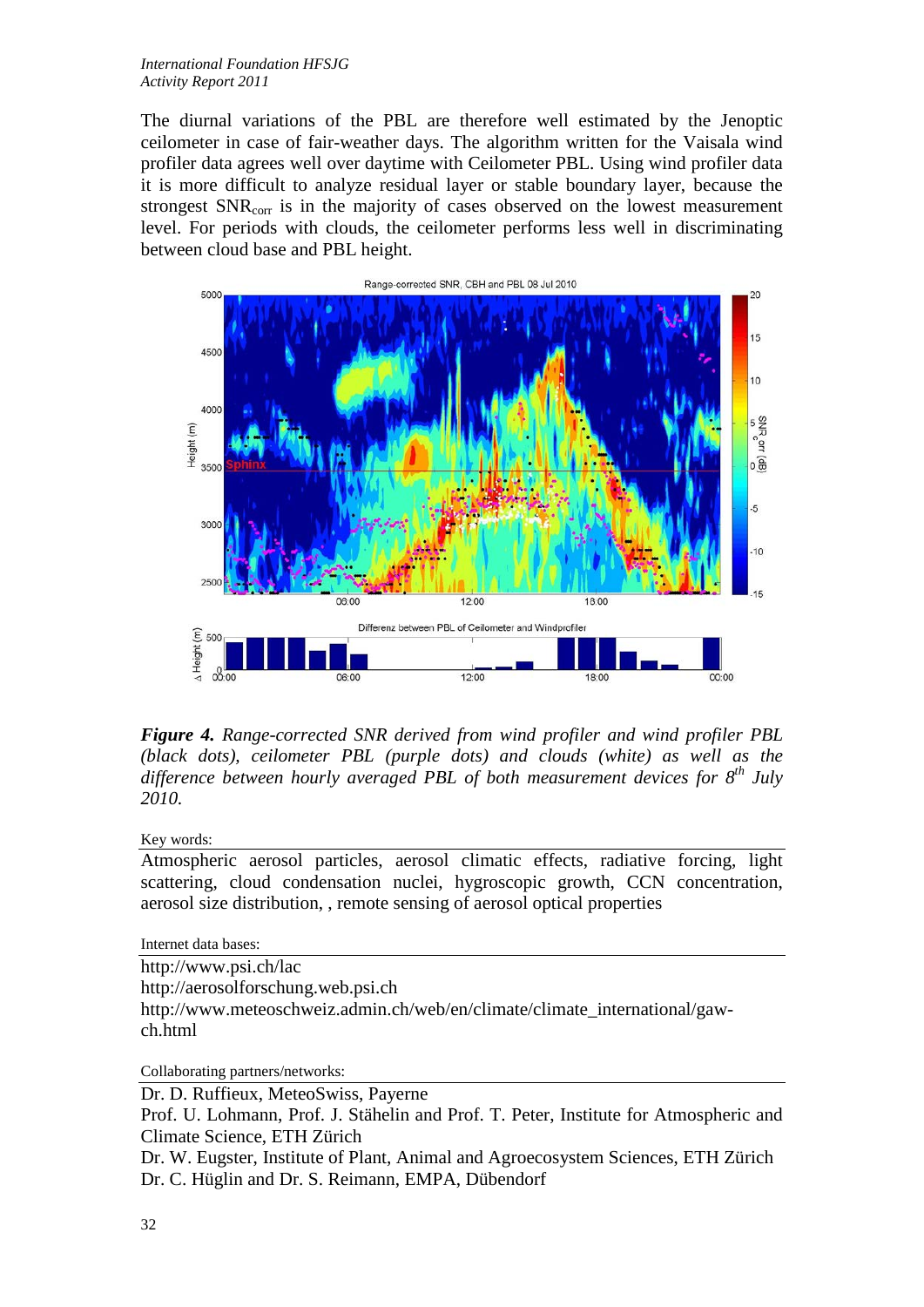The diurnal variations of the PBL are therefore well estimated by the Jenoptic ceilometer in case of fair-weather days. The algorithm written for the Vaisala wind profiler data agrees well over daytime with Ceilometer PBL. Using wind profiler data it is more difficult to analyze residual layer or stable boundary layer, because the strongest $SNR_{corr}$ is in the majority of cases observed on the lowest measurement level. For periods with clouds, the ceilometer performs less well in discriminating between cloud base and PBL height.

***Figure 4.*** *Range-corrected SNR derived from wind profiler and wind profiler PBL (black dots), ceilometer PBL (purple dots) and clouds (white) as well as the difference between hourly averaged PBL of both measurement devices for 8th July 2010.*

Key words:

Atmospheric aerosol particles, aerosol climatic effects, radiative forcing, light scattering, cloud condensation nuclei, hygroscopic growth, CCN concentration, aerosol size distribution, , remote sensing of aerosol optical properties

Internet data bases:

http://www.psi.ch/lac
http://aerosolforschung.web.psi.ch
http://www.meteoschweiz.admin.ch/web/en/climate/climate_international/gaw-ch.html

Collaborating partners/networks:

Dr. D. Ruffieux, MeteoSwiss, Payerne
Prof. U. Lohmann, Prof. J. Stähelin and Prof. T. Peter, Institute for Atmospheric and Climate Science, ETH Zürich
Dr. W. Eugster, Institute of Plant, Animal and Agroecosystem Sciences, ETH Zürich
Dr. C. Hüglin and Dr. S. Reimann, EMPA, Dübendorf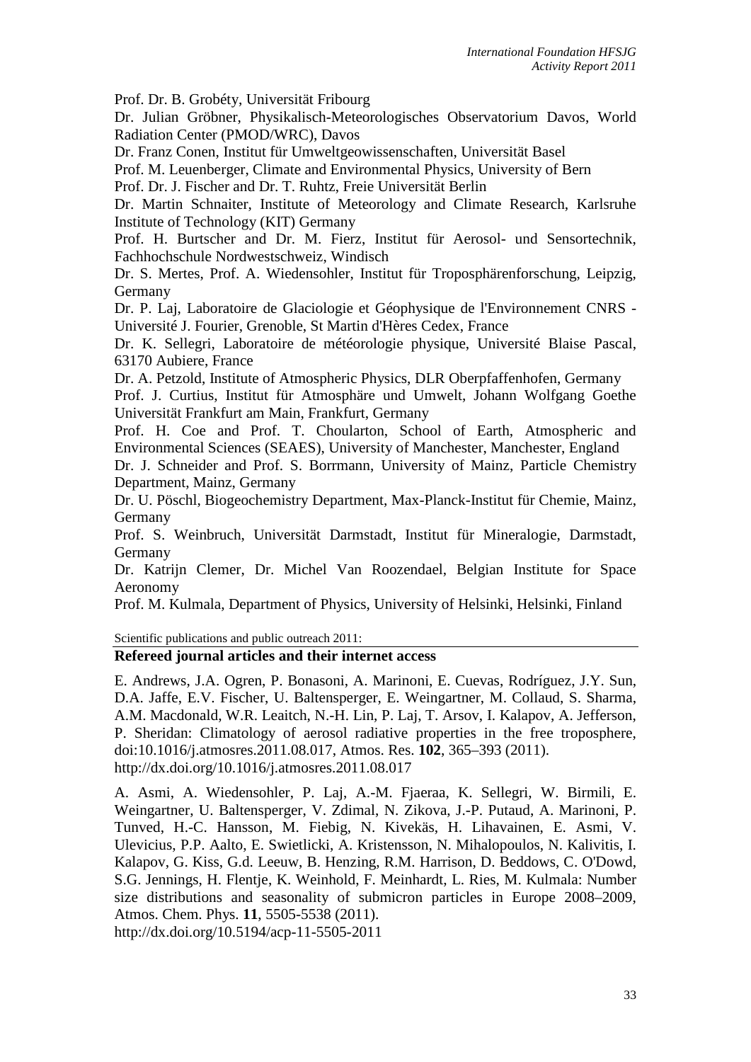Prof. Dr. B. Grobéty, Universität Fribourg

Dr. Julian Gröbner, Physikalisch-Meteorologisches Observatorium Davos, World Radiation Center (PMOD/WRC), Davos

Dr. Franz Conen, Institut für Umweltgeowissenschaften, Universität Basel

Prof. M. Leuenberger, Climate and Environmental Physics, University of Bern

Prof. Dr. J. Fischer and Dr. T. Ruhtz, Freie Universität Berlin

Dr. Martin Schnaiter, Institute of Meteorology and Climate Research, Karlsruhe Institute of Technology (KIT) Germany

Prof. H. Burtscher and Dr. M. Fierz, Institut für Aerosol- und Sensortechnik, Fachhochschule Nordwestschweiz, Windisch

Dr. S. Mertes, Prof. A. Wiedensohler, Institut für Troposphärenforschung, Leipzig, Germany

Dr. P. Laj, Laboratoire de Glaciologie et Géophysique de l'Environnement CNRS - Université J. Fourier, Grenoble, St Martin d'Hères Cedex, France

Dr. K. Sellegri, Laboratoire de météorologie physique, Université Blaise Pascal, 63170 Aubiere, France

Dr. A. Petzold, Institute of Atmospheric Physics, DLR Oberpfaffenhofen, Germany

Prof. J. Curtius, Institut für Atmosphäre und Umwelt, Johann Wolfgang Goethe Universität Frankfurt am Main, Frankfurt, Germany

Prof. H. Coe and Prof. T. Choularton, School of Earth, Atmospheric and Environmental Sciences (SEAES), University of Manchester, Manchester, England

Dr. J. Schneider and Prof. S. Borrmann, University of Mainz, Particle Chemistry Department, Mainz, Germany

Dr. U. Pöschl, Biogeochemistry Department, Max-Planck-Institut für Chemie, Mainz, Germany

Prof. S. Weinbruch, Universität Darmstadt, Institut für Mineralogie, Darmstadt, Germany

Dr. Katrijn Clemer, Dr. Michel Van Roozendael, Belgian Institute for Space Aeronomy

Prof. M. Kulmala, Department of Physics, University of Helsinki, Helsinki, Finland

Scientific publications and public outreach 2011:

## Refereed journal articles and their internet access

E. Andrews, J.A. Ogren, P. Bonasoni, A. Marinoni, E. Cuevas, Rodríguez, J.Y. Sun, D.A. Jaffe, E.V. Fischer, U. Baltensperger, E. Weingartner, M. Collaud, S. Sharma, A.M. Macdonald, W.R. Leaitch, N.-H. Lin, P. Laj, T. Arsov, I. Kalapov, A. Jefferson, P. Sheridan: Climatology of aerosol radiative properties in the free troposphere, doi:10.1016/j.atmosres.2011.08.017, Atmos. Res. **102**, 365–393 (2011).
http://dx.doi.org/10.1016/j.atmosres.2011.08.017

A. Asmi, A. Wiedensohler, P. Laj, A.-M. Fjaeraa, K. Sellegri, W. Birmili, E. Weingartner, U. Baltensperger, V. Zdimal, N. Zikova, J.-P. Putaud, A. Marinoni, P. Tunved, H.-C. Hansson, M. Fiebig, N. Kivekäs, H. Lihavainen, E. Asmi, V. Ulevicius, P.P. Aalto, E. Swietlicki, A. Kristensson, N. Mihalopoulos, N. Kalivitis, I. Kalapov, G. Kiss, G.d. Leeuw, B. Henzing, R.M. Harrison, D. Beddows, C. O'Dowd, S.G. Jennings, H. Flentje, K. Weinhold, F. Meinhardt, L. Ries, M. Kulmala: Number size distributions and seasonality of submicron particles in Europe 2008–2009, Atmos. Chem. Phys. **11**, 5505-5538 (2011).
http://dx.doi.org/10.5194/acp-11-5505-2011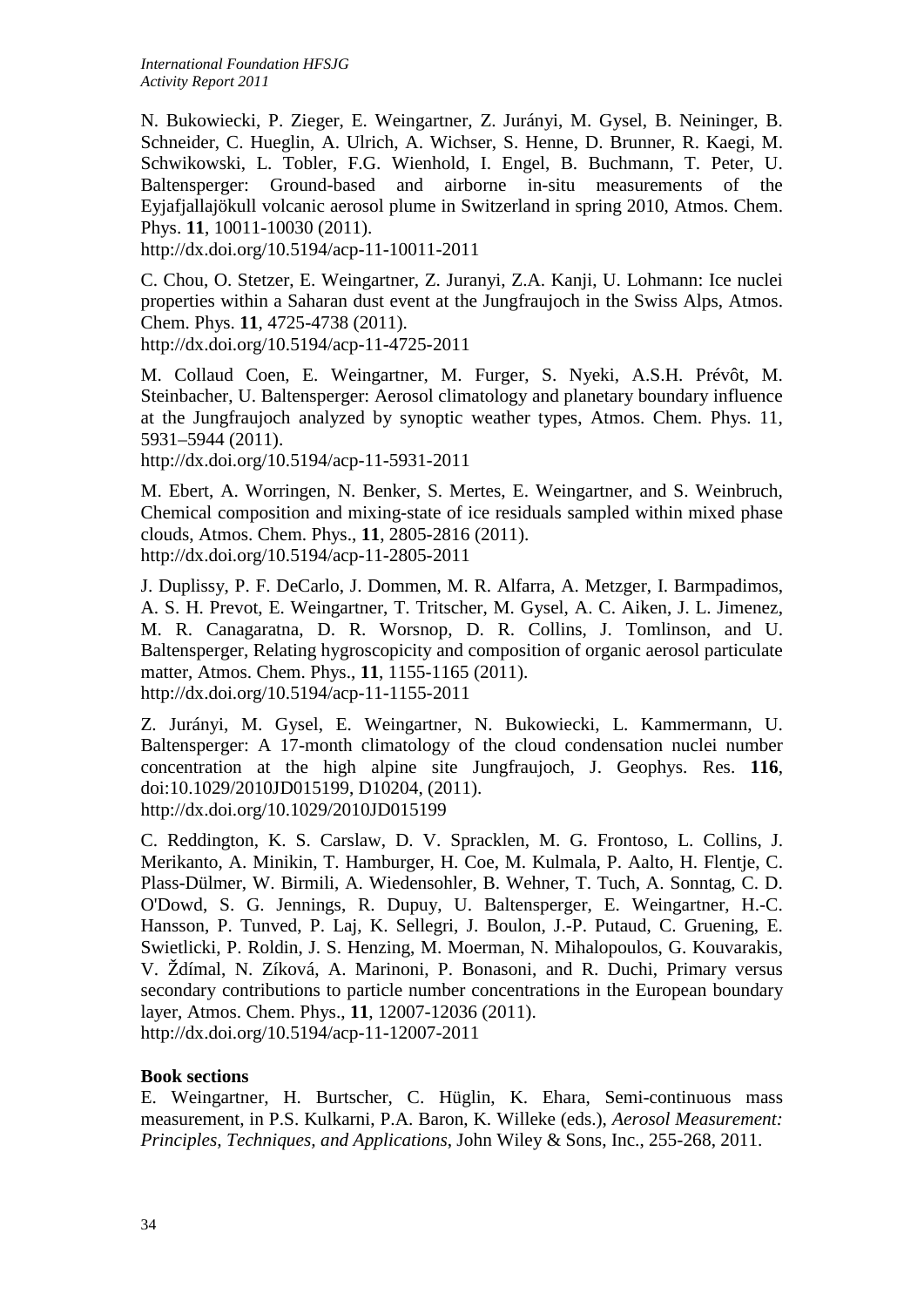N. Bukowiecki, P. Zieger, E. Weingartner, Z. Jurányi, M. Gysel, B. Neininger, B. Schneider, C. Hueglin, A. Ulrich, A. Wichser, S. Henne, D. Brunner, R. Kaegi, M. Schwikowski, L. Tobler, F.G. Wienhold, I. Engel, B. Buchmann, T. Peter, U. Baltensperger: Ground-based and airborne in-situ measurements of the Eyjafjallajökull volcanic aerosol plume in Switzerland in spring 2010, Atmos. Chem. Phys. **11**, 10011-10030 (2011).
http://dx.doi.org/10.5194/acp-11-10011-2011

C. Chou, O. Stetzer, E. Weingartner, Z. Juranyi, Z.A. Kanji, U. Lohmann: Ice nuclei properties within a Saharan dust event at the Jungfraujoch in the Swiss Alps, Atmos. Chem. Phys. **11**, 4725-4738 (2011).
http://dx.doi.org/10.5194/acp-11-4725-2011

M. Collaud Coen, E. Weingartner, M. Furger, S. Nyeki, A.S.H. Prévôt, M. Steinbacher, U. Baltensperger: Aerosol climatology and planetary boundary influence at the Jungfraujoch analyzed by synoptic weather types, Atmos. Chem. Phys. 11, 5931–5944 (2011).
http://dx.doi.org/10.5194/acp-11-5931-2011

M. Ebert, A. Worringen, N. Benker, S. Mertes, E. Weingartner, and S. Weinbruch, Chemical composition and mixing-state of ice residuals sampled within mixed phase clouds, Atmos. Chem. Phys., **11**, 2805-2816 (2011).
http://dx.doi.org/10.5194/acp-11-2805-2011

J. Duplissy, P. F. DeCarlo, J. Dommen, M. R. Alfarra, A. Metzger, I. Barmpadimos, A. S. H. Prevot, E. Weingartner, T. Tritscher, M. Gysel, A. C. Aiken, J. L. Jimenez, M. R. Canagaratna, D. R. Worsnop, D. R. Collins, J. Tomlinson, and U. Baltensperger, Relating hygroscopicity and composition of organic aerosol particulate matter, Atmos. Chem. Phys., **11**, 1155-1165 (2011).
http://dx.doi.org/10.5194/acp-11-1155-2011

Z. Jurányi, M. Gysel, E. Weingartner, N. Bukowiecki, L. Kammermann, U. Baltensperger: A 17-month climatology of the cloud condensation nuclei number concentration at the high alpine site Jungfraujoch, J. Geophys. Res. **116**, doi:10.1029/2010JD015199, D10204, (2011).
http://dx.doi.org/10.1029/2010JD015199

C. Reddington, K. S. Carslaw, D. V. Spracklen, M. G. Frontoso, L. Collins, J. Merikanto, A. Minikin, T. Hamburger, H. Coe, M. Kulmala, P. Aalto, H. Flentje, C. Plass-Dülmer, W. Birmili, A. Wiedensohler, B. Wehner, T. Tuch, A. Sonntag, C. D. O'Dowd, S. G. Jennings, R. Dupuy, U. Baltensperger, E. Weingartner, H.-C. Hansson, P. Tunved, P. Laj, K. Sellegri, J. Boulon, J.-P. Putaud, C. Gruening, E. Swietlicki, P. Roldin, J. S. Henzing, M. Moerman, N. Mihalopoulos, G. Kouvarakis, V. Ždímal, N. Zíková, A. Marinoni, P. Bonasoni, and R. Duchi, Primary versus secondary contributions to particle number concentrations in the European boundary layer, Atmos. Chem. Phys., **11**, 12007-12036 (2011).
http://dx.doi.org/10.5194/acp-11-12007-2011

**Book sections**

E. Weingartner, H. Burtscher, C. Hüglin, K. Ehara, Semi-continuous mass measurement, in P.S. Kulkarni, P.A. Baron, K. Willeke (eds.), *Aerosol Measurement: Principles, Techniques, and Applications*, John Wiley & Sons, Inc., 255-268, 2011.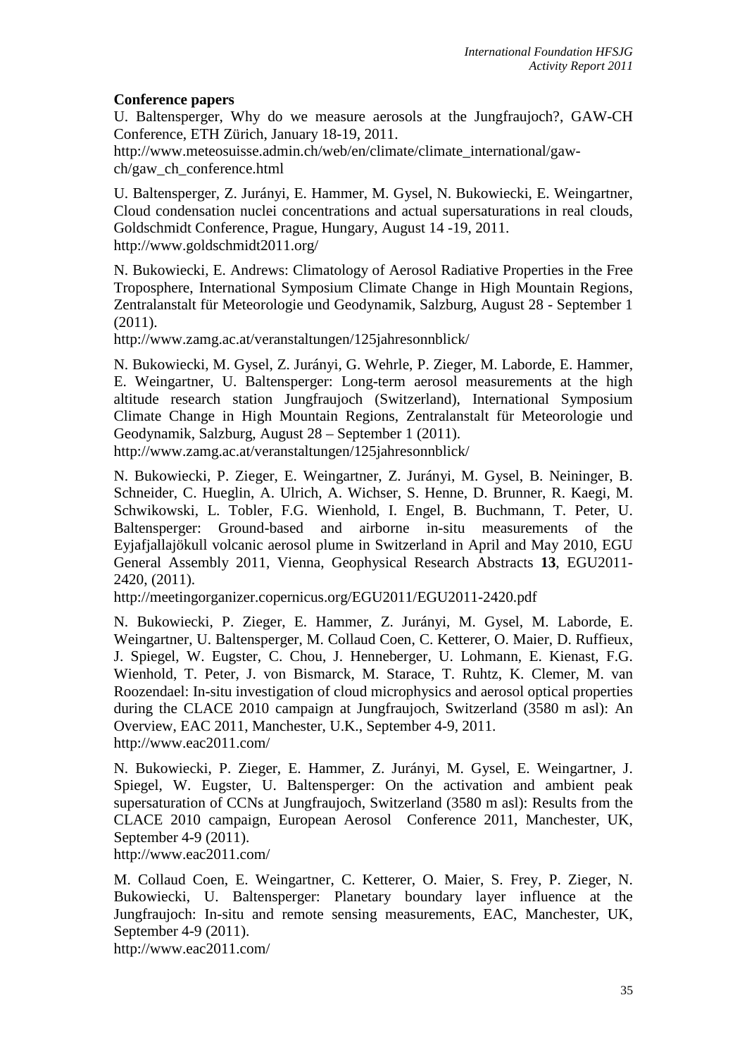**Conference papers**

U. Baltensperger, Why do we measure aerosols at the Jungfraujoch?, GAW-CH Conference, ETH Zürich, January 18-19, 2011.
http://www.meteosuisse.admin.ch/web/en/climate/climate_international/gaw-ch/gaw_ch_conference.html

U. Baltensperger, Z. Jurányi, E. Hammer, M. Gysel, N. Bukowiecki, E. Weingartner, Cloud condensation nuclei concentrations and actual supersaturations in real clouds, Goldschmidt Conference, Prague, Hungary, August 14 -19, 2011.
http://www.goldschmidt2011.org/

N. Bukowiecki, E. Andrews: Climatology of Aerosol Radiative Properties in the Free Troposphere, International Symposium Climate Change in High Mountain Regions, Zentralanstalt für Meteorologie und Geodynamik, Salzburg, August 28 - September 1 (2011).
http://www.zamg.ac.at/veranstaltungen/125jahresonnblick/

N. Bukowiecki, M. Gysel, Z. Jurányi, G. Wehrle, P. Zieger, M. Laborde, E. Hammer, E. Weingartner, U. Baltensperger: Long-term aerosol measurements at the high altitude research station Jungfraujoch (Switzerland), International Symposium Climate Change in High Mountain Regions, Zentralanstalt für Meteorologie und Geodynamik, Salzburg, August 28 – September 1 (2011).
http://www.zamg.ac.at/veranstaltungen/125jahresonnblick/

N. Bukowiecki, P. Zieger, E. Weingartner, Z. Jurányi, M. Gysel, B. Neininger, B. Schneider, C. Hueglin, A. Ulrich, A. Wichser, S. Henne, D. Brunner, R. Kaegi, M. Schwikowski, L. Tobler, F.G. Wienhold, I. Engel, B. Buchmann, T. Peter, U. Baltensperger: Ground-based and airborne in-situ measurements of the Eyjafjallajökull volcanic aerosol plume in Switzerland in April and May 2010, EGU General Assembly 2011, Vienna, Geophysical Research Abstracts **13**, EGU2011-2420, (2011).
http://meetingorganizer.copernicus.org/EGU2011/EGU2011-2420.pdf

N. Bukowiecki, P. Zieger, E. Hammer, Z. Jurányi, M. Gysel, M. Laborde, E. Weingartner, U. Baltensperger, M. Collaud Coen, C. Ketterer, O. Maier, D. Ruffieux, J. Spiegel, W. Eugster, C. Chou, J. Henneberger, U. Lohmann, E. Kienast, F.G. Wienhold, T. Peter, J. von Bismarck, M. Starace, T. Ruhtz, K. Clemer, M. van Roozendael: In-situ investigation of cloud microphysics and aerosol optical properties during the CLACE 2010 campaign at Jungfraujoch, Switzerland (3580 m asl): An Overview, EAC 2011, Manchester, U.K., September 4-9, 2011.
http://www.eac2011.com/

N. Bukowiecki, P. Zieger, E. Hammer, Z. Jurányi, M. Gysel, E. Weingartner, J. Spiegel, W. Eugster, U. Baltensperger: On the activation and ambient peak supersaturation of CCNs at Jungfraujoch, Switzerland (3580 m asl): Results from the CLACE 2010 campaign, European Aerosol Conference 2011, Manchester, UK, September 4-9 (2011).
http://www.eac2011.com/

M. Collaud Coen, E. Weingartner, C. Ketterer, O. Maier, S. Frey, P. Zieger, N. Bukowiecki, U. Baltensperger: Planetary boundary layer influence at the Jungfraujoch: In-situ and remote sensing measurements, EAC, Manchester, UK, September 4-9 (2011).
http://www.eac2011.com/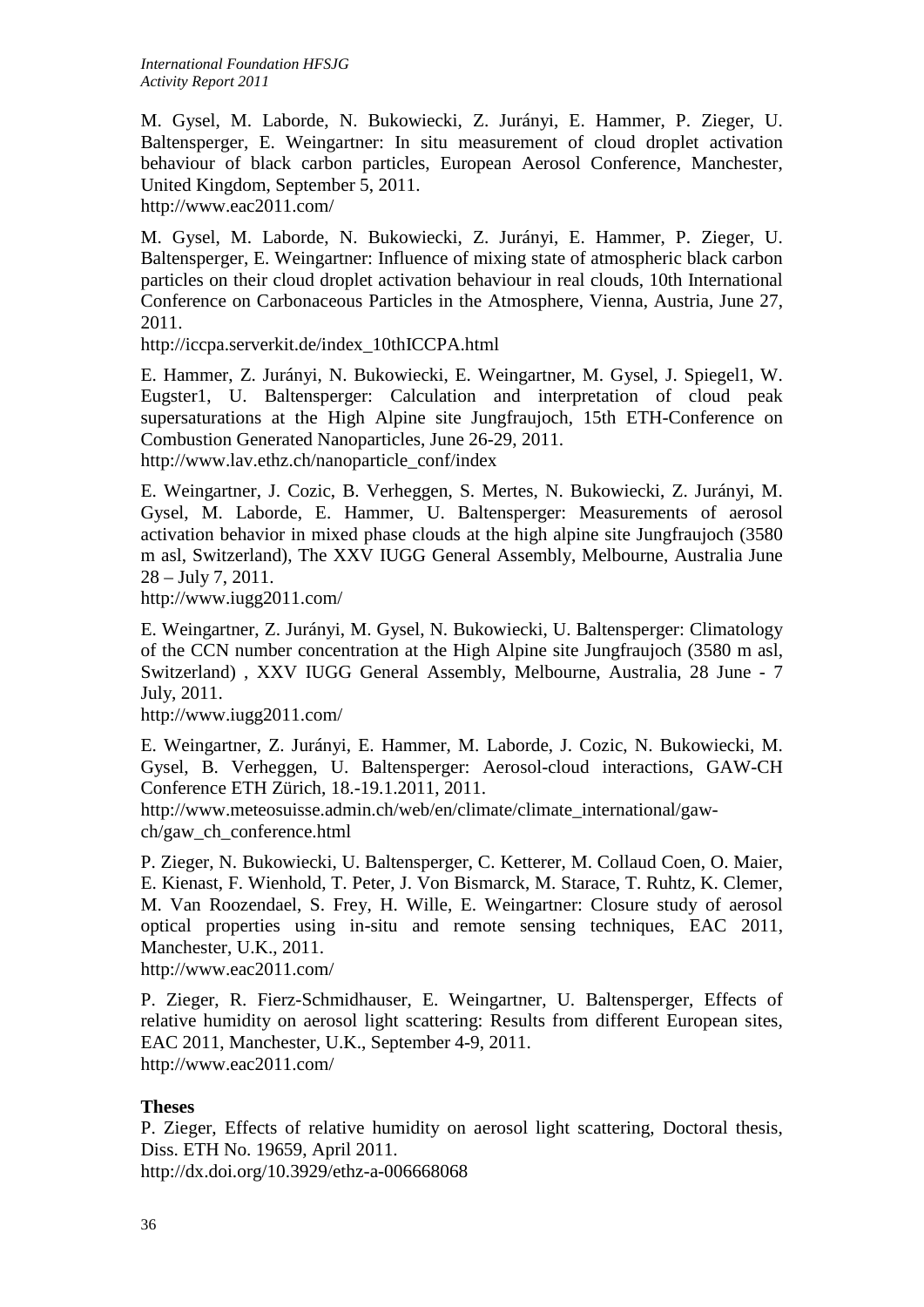M. Gysel, M. Laborde, N. Bukowiecki, Z. Jurányi, E. Hammer, P. Zieger, U. Baltensperger, E. Weingartner: In situ measurement of cloud droplet activation behaviour of black carbon particles, European Aerosol Conference, Manchester, United Kingdom, September 5, 2011.
http://www.eac2011.com/

M. Gysel, M. Laborde, N. Bukowiecki, Z. Jurányi, E. Hammer, P. Zieger, U. Baltensperger, E. Weingartner: Influence of mixing state of atmospheric black carbon particles on their cloud droplet activation behaviour in real clouds, 10th International Conference on Carbonaceous Particles in the Atmosphere, Vienna, Austria, June 27, 2011.
http://iccpa.serverkit.de/index_10thICCPA.html

E. Hammer, Z. Jurányi, N. Bukowiecki, E. Weingartner, M. Gysel, J. Spiegel1, W. Eugster1, U. Baltensperger: Calculation and interpretation of cloud peak supersaturations at the High Alpine site Jungfraujoch, 15th ETH-Conference on Combustion Generated Nanoparticles, June 26-29, 2011.
http://www.lav.ethz.ch/nanoparticle_conf/index

E. Weingartner, J. Cozic, B. Verheggen, S. Mertes, N. Bukowiecki, Z. Jurányi, M. Gysel, M. Laborde, E. Hammer, U. Baltensperger: Measurements of aerosol activation behavior in mixed phase clouds at the high alpine site Jungfraujoch (3580 m asl, Switzerland), The XXV IUGG General Assembly, Melbourne, Australia June 28 – July 7, 2011.
http://www.iugg2011.com/

E. Weingartner, Z. Jurányi, M. Gysel, N. Bukowiecki, U. Baltensperger: Climatology of the CCN number concentration at the High Alpine site Jungfraujoch (3580 m asl, Switzerland) , XXV IUGG General Assembly, Melbourne, Australia, 28 June - 7 July, 2011.
http://www.iugg2011.com/

E. Weingartner, Z. Jurányi, E. Hammer, M. Laborde, J. Cozic, N. Bukowiecki, M. Gysel, B. Verheggen, U. Baltensperger: Aerosol-cloud interactions, GAW-CH Conference ETH Zürich, 18.-19.1.2011, 2011.
http://www.meteosuisse.admin.ch/web/en/climate/climate_international/gaw-ch/gaw_ch_conference.html

P. Zieger, N. Bukowiecki, U. Baltensperger, C. Ketterer, M. Collaud Coen, O. Maier, E. Kienast, F. Wienhold, T. Peter, J. Von Bismarck, M. Starace, T. Ruhtz, K. Clemer, M. Van Roozendael, S. Frey, H. Wille, E. Weingartner: Closure study of aerosol optical properties using in-situ and remote sensing techniques, EAC 2011, Manchester, U.K., 2011.
http://www.eac2011.com/

P. Zieger, R. Fierz-Schmidhauser, E. Weingartner, U. Baltensperger, Effects of relative humidity on aerosol light scattering: Results from different European sites, EAC 2011, Manchester, U.K., September 4-9, 2011.
http://www.eac2011.com/

**Theses**

P. Zieger, Effects of relative humidity on aerosol light scattering, Doctoral thesis, Diss. ETH No. 19659, April 2011.
http://dx.doi.org/10.3929/ethz-a-006668068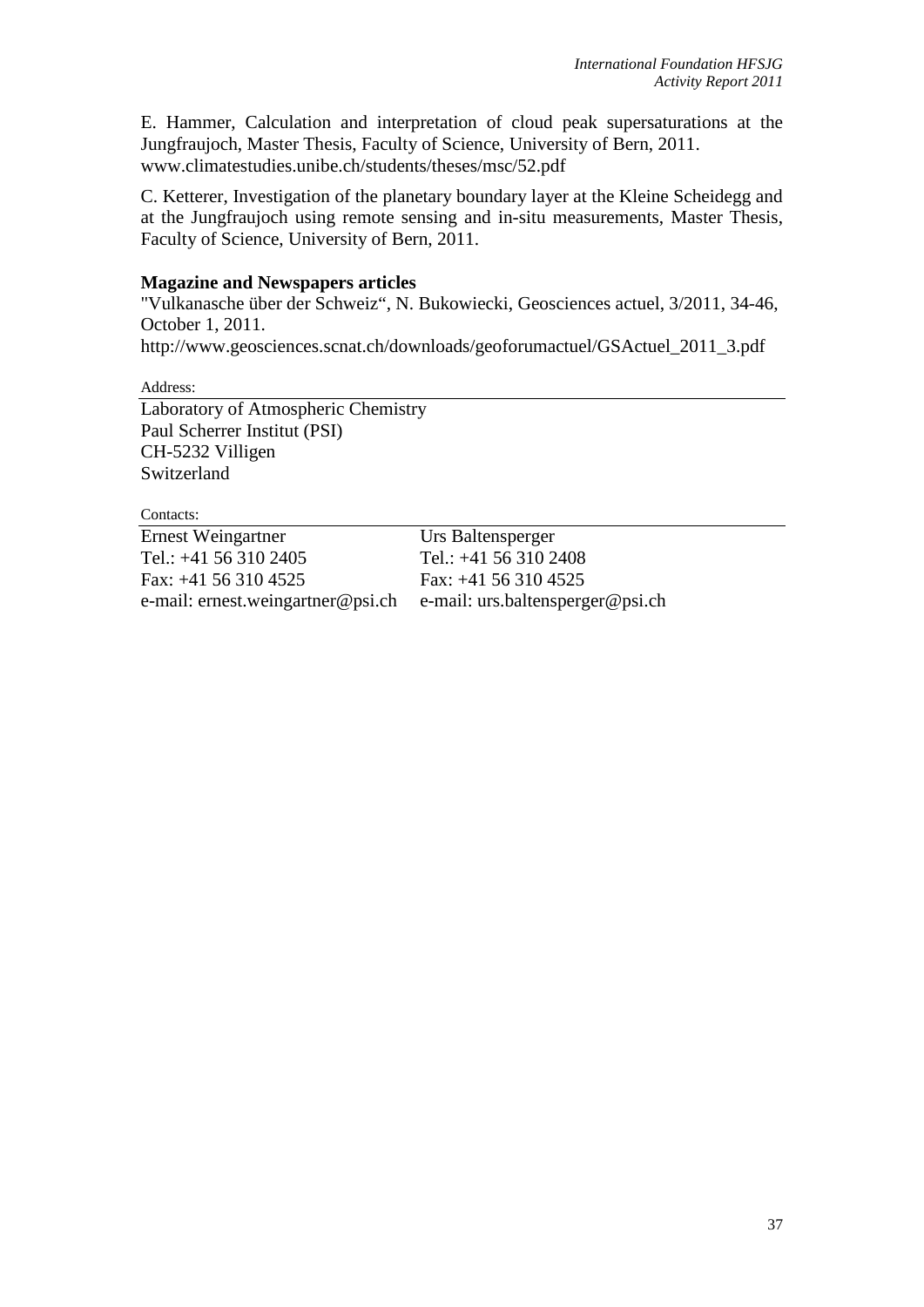E. Hammer, Calculation and interpretation of cloud peak supersaturations at the Jungfraujoch, Master Thesis, Faculty of Science, University of Bern, 2011. www.climatestudies.unibe.ch/students/theses/msc/52.pdf

C. Ketterer, Investigation of the planetary boundary layer at the Kleine Scheidegg and at the Jungfraujoch using remote sensing and in-situ measurements, Master Thesis, Faculty of Science, University of Bern, 2011.

**Magazine and Newspapers articles**

"Vulkanasche über der Schweiz", N. Bukowiecki, Geosciences actuel, 3/2011, 34-46, October 1, 2011.
http://www.geosciences.scnat.ch/downloads/geoforumactuel/GSActuel_2011_3.pdf

Address:

Laboratory of Atmospheric Chemistry
Paul Scherrer Institut (PSI)
CH-5232 Villigen
Switzerland

Contacts:

| | |
|---|---|
| Ernest Weingartner | Urs Baltensperger |
| Tel.: +41 56 310 2405 | Tel.: +41 56 310 2408 |
| Fax: +41 56 310 4525 | Fax: +41 56 310 4525 |
| e-mail: ernest.weingartner@psi.ch | e-mail: urs.baltensperger@psi.ch |